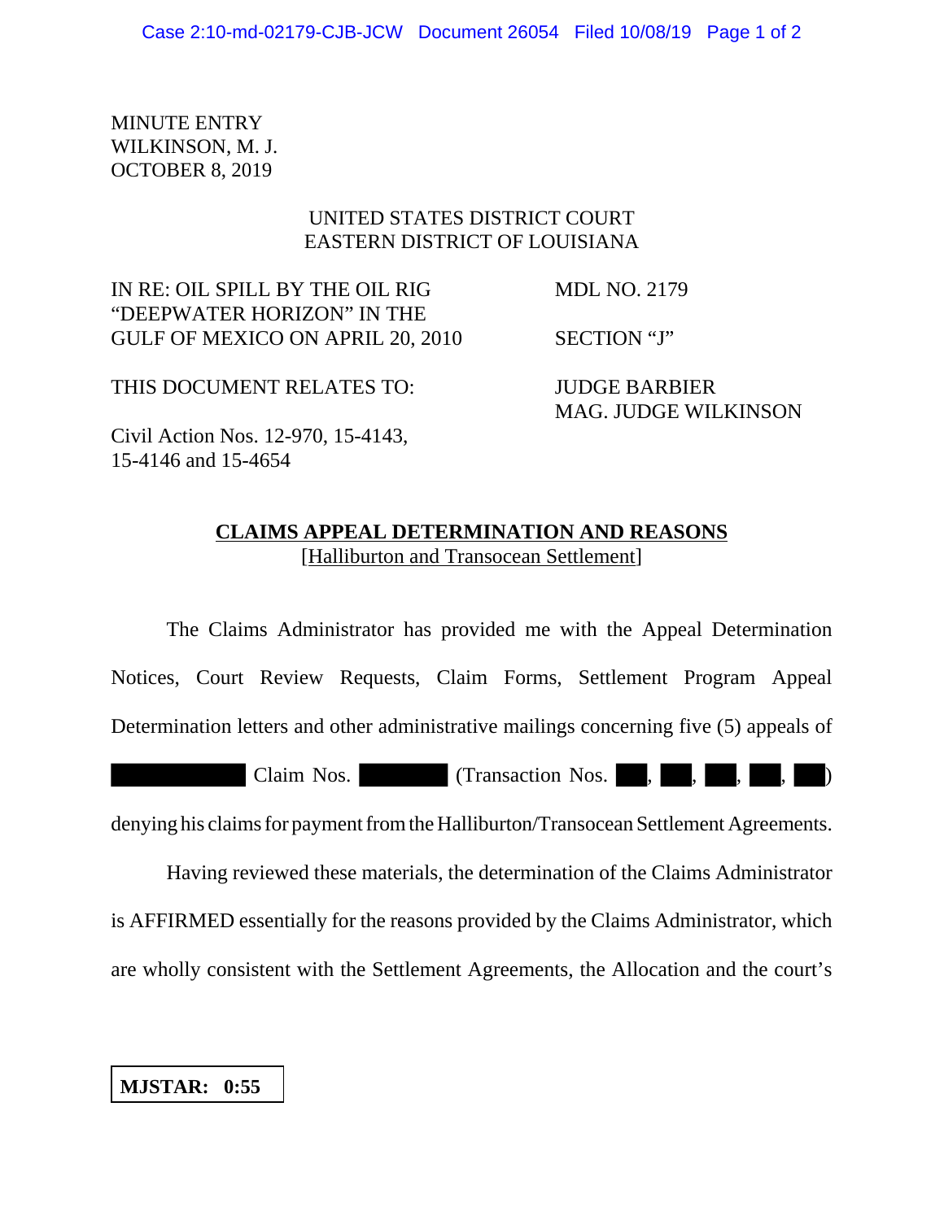MINUTE ENTRY
WILKINSON, M. J.
OCTOBER 8, 2019

UNITED STATES DISTRICT COURT
EASTERN DISTRICT OF LOUISIANA

| | |
|---|---|
| IN RE: OIL SPILL BY THE OIL RIG "DEEPWATER HORIZON" IN THE GULF OF MEXICO ON APRIL 20, 2010 | MDL NO. 2179 |
| | SECTION "J" |
| THIS DOCUMENT RELATES TO: | JUDGE BARBIER<br>MAG. JUDGE WILKINSON |
| Civil Action Nos. 12-970, 15-4143, 15-4146 and 15-4654 | |

**CLAIMS APPEAL DETERMINATION AND REASONS**
[Halliburton and Transocean Settlement]

The Claims Administrator has provided me with the Appeal Determination Notices, Court Review Requests, Claim Forms, Settlement Program Appeal Determination letters and other administrative mailings concerning five (5) appeals of [REDACTED] Claim Nos. [REDACTED] (Transaction Nos. [REDACTED], [REDACTED], [REDACTED], [REDACTED], [REDACTED]) denying his claims for payment from the Halliburton/Transocean Settlement Agreements.

Having reviewed these materials, the determination of the Claims Administrator is AFFIRMED essentially for the reasons provided by the Claims Administrator, which are wholly consistent with the Settlement Agreements, the Allocation and the court's

**MJSTAR: 0:55**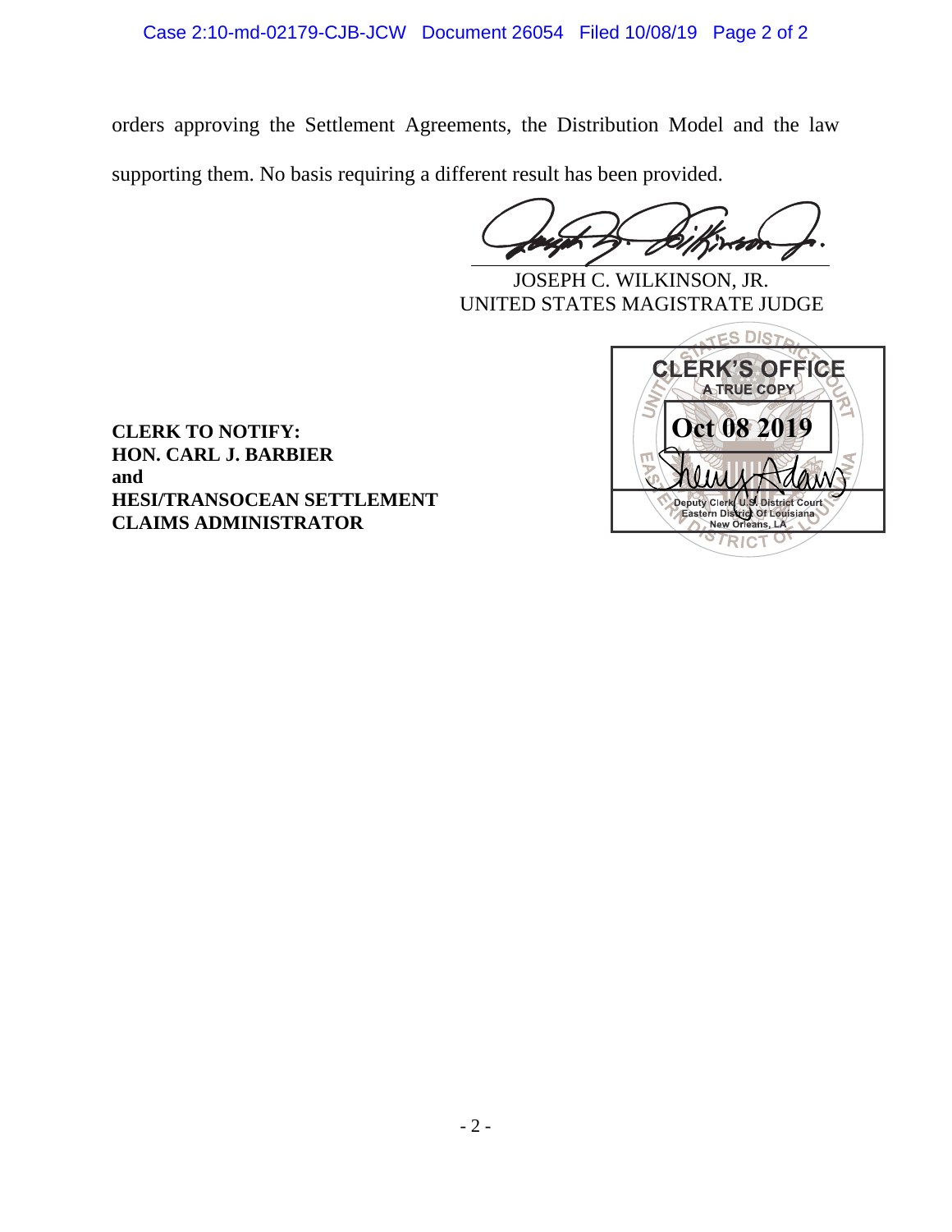orders approving the Settlement Agreements, the Distribution Model and the law supporting them. No basis requiring a different result has been provided.

JOSEPH C. WILKINSON, JR.
UNITED STATES MAGISTRATE JUDGE

**CLERK TO NOTIFY:**
**HON. CARL J. BARBIER**
**and**
**HESI/TRANSOCEAN SETTLEMENT CLAIMS ADMINISTRATOR**

CLERK'S OFFICE
A TRUE COPY
Oct 08 2019
Deputy Clerk, U.S. District Court
Eastern District Of Louisiana
New Orleans, LA